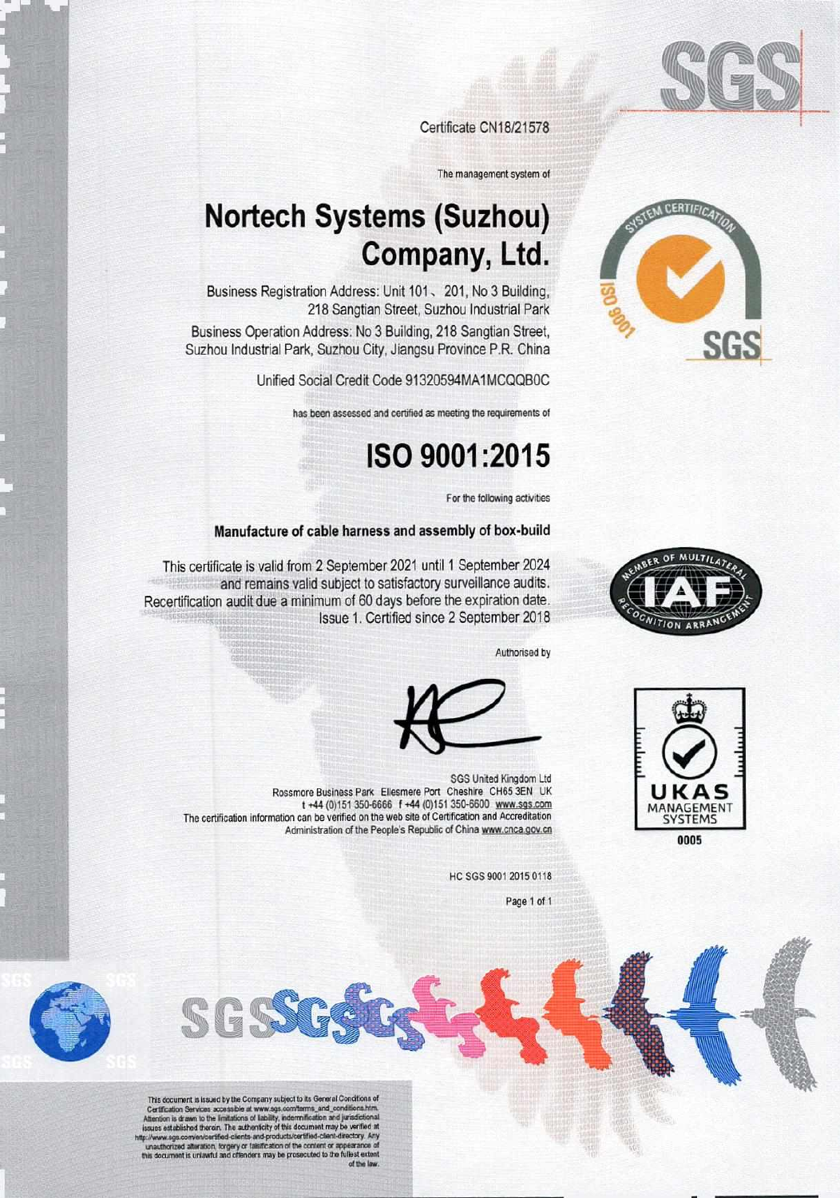Certificate CN18/21578

The management system of

# Nortech Systems (Suzhou) Company, Ltd.

Business Registration Address: Unit 101、201, No 3 Building, 218 Sangtian Street, Suzhou Industrial Park

Business Operation Address: No 3 Building, 218 Sangtian Street, Suzhou Industrial Park, Suzhou City, Jiangsu Province P.R. China

Unified Social Credit Code 91320594MA1MCQQB0C

has been assessed and certified as meeting the requirements of

# ISO 9001:2015

For the following activities

**Manufacture of cable harness and assembly of box-build**

This certificate is valid from 2 September 2021 until 1 September 2024 and remains valid subject to satisfactory surveillance audits. Recertification audit due a minimum of 60 days before the expiration date. Issue 1. Certified since 2 September 2018

Authorised by

SGS United Kingdom Ltd
Rossmore Business Park Ellesmere Port Cheshire CH65 3EN UK
t +44 (0)151 350-6666 f +44 (0)151 350-6600 www.sgs.com

The certification information can be verified on the web site of Certification and Accreditation Administration of the People's Republic of China www.cnca.gov.cn

HC SGS 9001 2015 0118

UKAS MANAGEMENT SYSTEMS 0005

This document is issued by the Company subject to its General Conditions of Certification Services accessible at www.sgs.com/terms_and_conditions.htm. Attention is drawn to the limitations of liability, indemnification and jurisdictional issues established therein. The authenticity of this document may be verified at http://www.sgs.com/en/certified-clients-and-products/certified-client-directory. Any unauthorized alteration, forgery or falsification of the content or appearance of this document is unlawful and offenders may be prosecuted to the fullest extent of the law.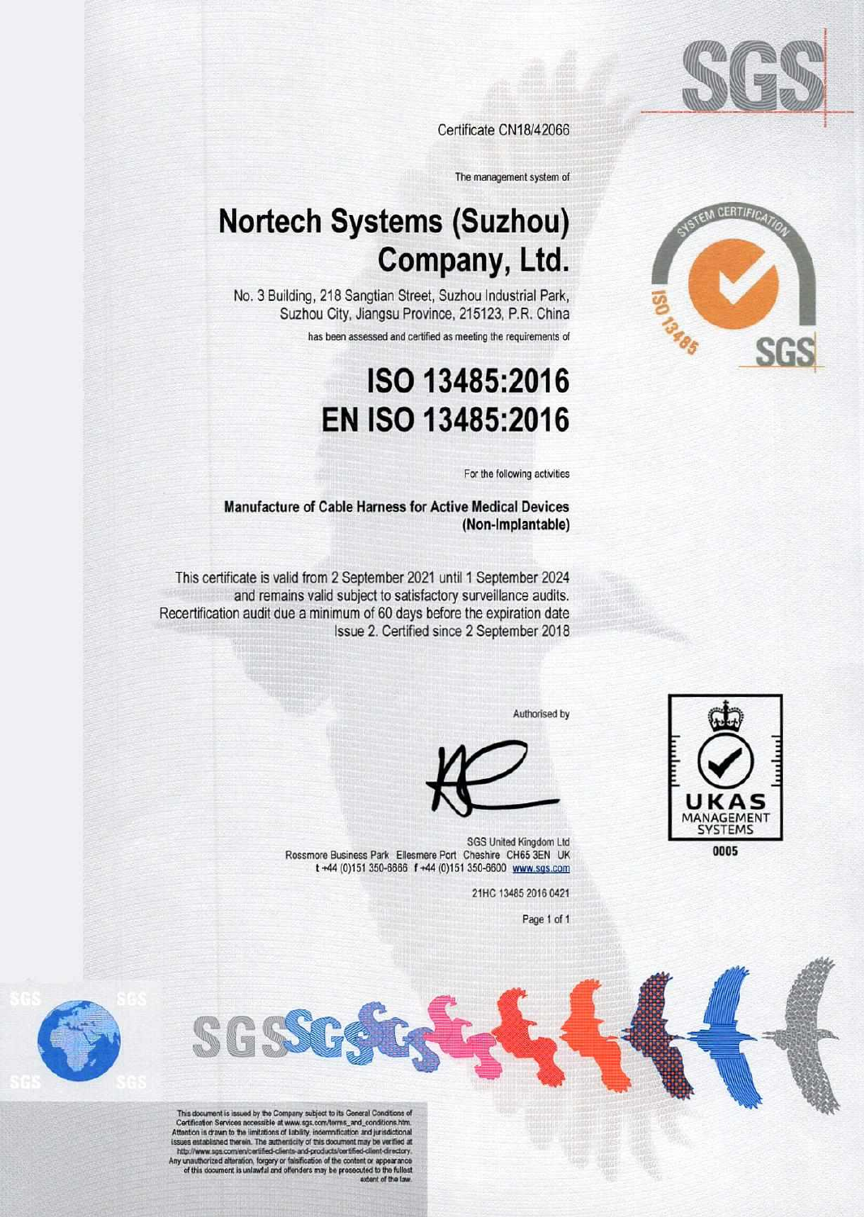Certificate CN18/42066

The management system of

# Nortech Systems (Suzhou) Company, Ltd.

No. 3 Building, 218 Sangtian Street, Suzhou Industrial Park, Suzhou City, Jiangsu Province, 215123, P.R. China

has been assessed and certified as meeting the requirements of

## ISO 13485:2016
## EN ISO 13485:2016

For the following activities

**Manufacture of Cable Harness for Active Medical Devices (Non-Implantable)**

This certificate is valid from 2 September 2021 until 1 September 2024 and remains valid subject to satisfactory surveillance audits. Recertification audit due a minimum of 60 days before the expiration date Issue 2. Certified since 2 September 2018

Authorised by

SGS United Kingdom Ltd
Rossmore Business Park Ellesmere Port Cheshire CH65 3EN UK
t +44 (0)151 350-6666 f +44 (0)151 350-6600 www.sgs.com

21HC 13485 2016 0421

UKAS MANAGEMENT SYSTEMS
0005

This document is issued by the Company subject to its General Conditions of Certification Services accessible at www.sgs.com/terms_and_conditions.htm. Attention is drawn to the limitations of liability, indemnification and jurisdictional issues established therein. The authenticity of this document may be verified at http://www.sgs.com/en/certified-clients-and-products/certified-client-directory. Any unauthorized alteration, forgery or falsification of the content or appearance of this document is unlawful and offenders may be prosecuted to the fullest extent of the law.